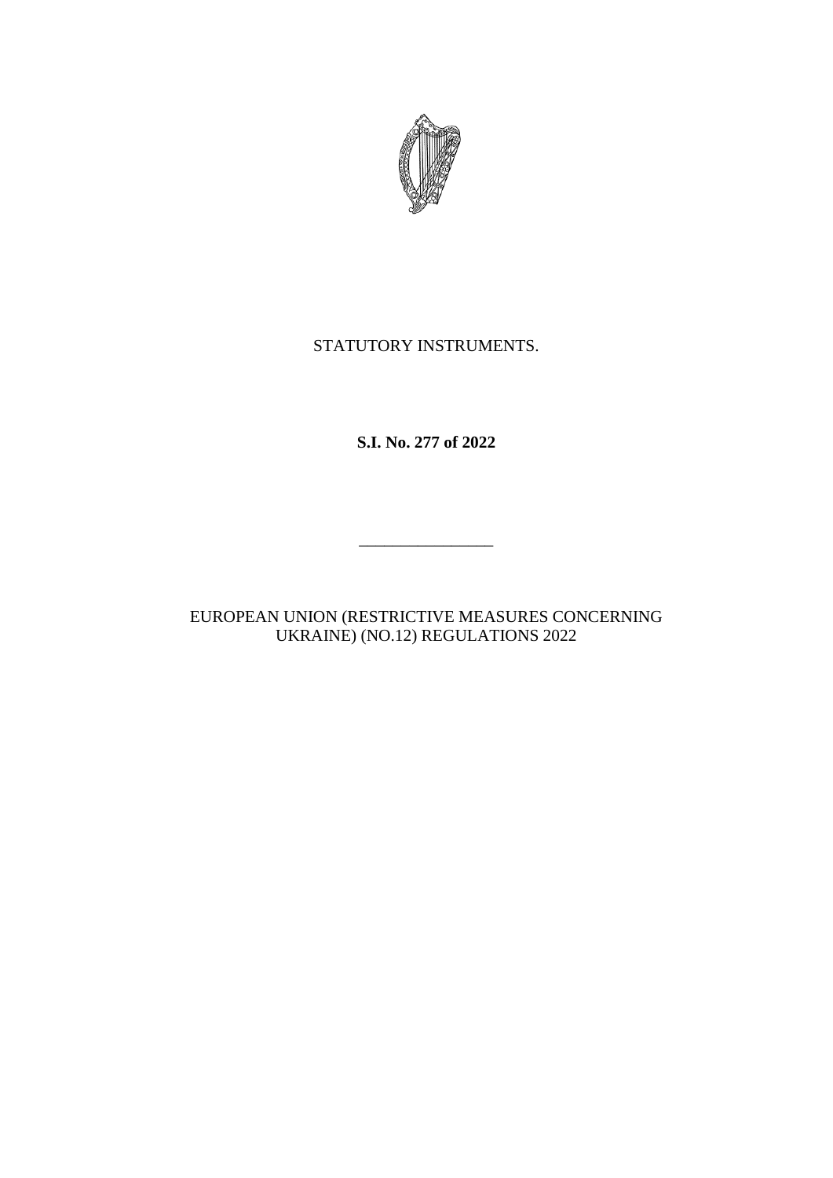STATUTORY INSTRUMENTS.

**S.I. No. 277 of 2022**

---

EUROPEAN UNION (RESTRICTIVE MEASURES CONCERNING UKRAINE) (NO.12) REGULATIONS 2022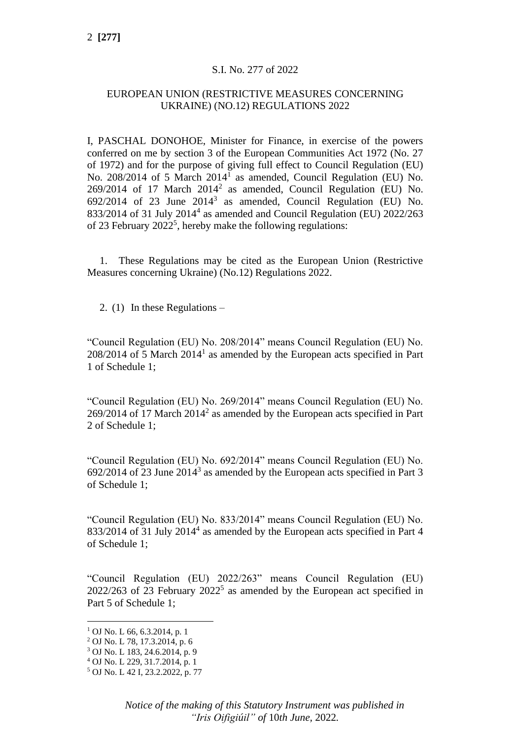S.I. No. 277 of 2022

EUROPEAN UNION (RESTRICTIVE MEASURES CONCERNING UKRAINE) (NO.12) REGULATIONS 2022

I, PASCHAL DONOHOE, Minister for Finance, in exercise of the powers conferred on me by section 3 of the European Communities Act 1972 (No. 27 of 1972) and for the purpose of giving full effect to Council Regulation (EU) No. 208/2014 of 5 March 2014[1] as amended, Council Regulation (EU) No. 269/2014 of 17 March 2014[2] as amended, Council Regulation (EU) No. 692/2014 of 23 June 2014[3] as amended, Council Regulation (EU) No. 833/2014 of 31 July 2014[4] as amended and Council Regulation (EU) 2022/263 of 23 February 2022[5], hereby make the following regulations:

1. These Regulations may be cited as the European Union (Restrictive Measures concerning Ukraine) (No.12) Regulations 2022.

2. (1) In these Regulations –

"Council Regulation (EU) No. 208/2014" means Council Regulation (EU) No. 208/2014 of 5 March 2014[1] as amended by the European acts specified in Part 1 of Schedule 1;

"Council Regulation (EU) No. 269/2014" means Council Regulation (EU) No. 269/2014 of 17 March 2014[2] as amended by the European acts specified in Part 2 of Schedule 1;

"Council Regulation (EU) No. 692/2014" means Council Regulation (EU) No. 692/2014 of 23 June 2014[3] as amended by the European acts specified in Part 3 of Schedule 1;

"Council Regulation (EU) No. 833/2014" means Council Regulation (EU) No. 833/2014 of 31 July 2014[4] as amended by the European acts specified in Part 4 of Schedule 1;

"Council Regulation (EU) 2022/263" means Council Regulation (EU) 2022/263 of 23 February 2022[5] as amended by the European act specified in Part 5 of Schedule 1;

---

[1] OJ No. L 66, 6.3.2014, p. 1
[2] OJ No. L 78, 17.3.2014, p. 6
[3] OJ No. L 183, 24.6.2014, p. 9
[4] OJ No. L 229, 31.7.2014, p. 1
[5] OJ No. L 42 I, 23.2.2022, p. 77

*Notice of the making of this Statutory Instrument was published in "Iris Oifigiúil" of 10th June, 2022.*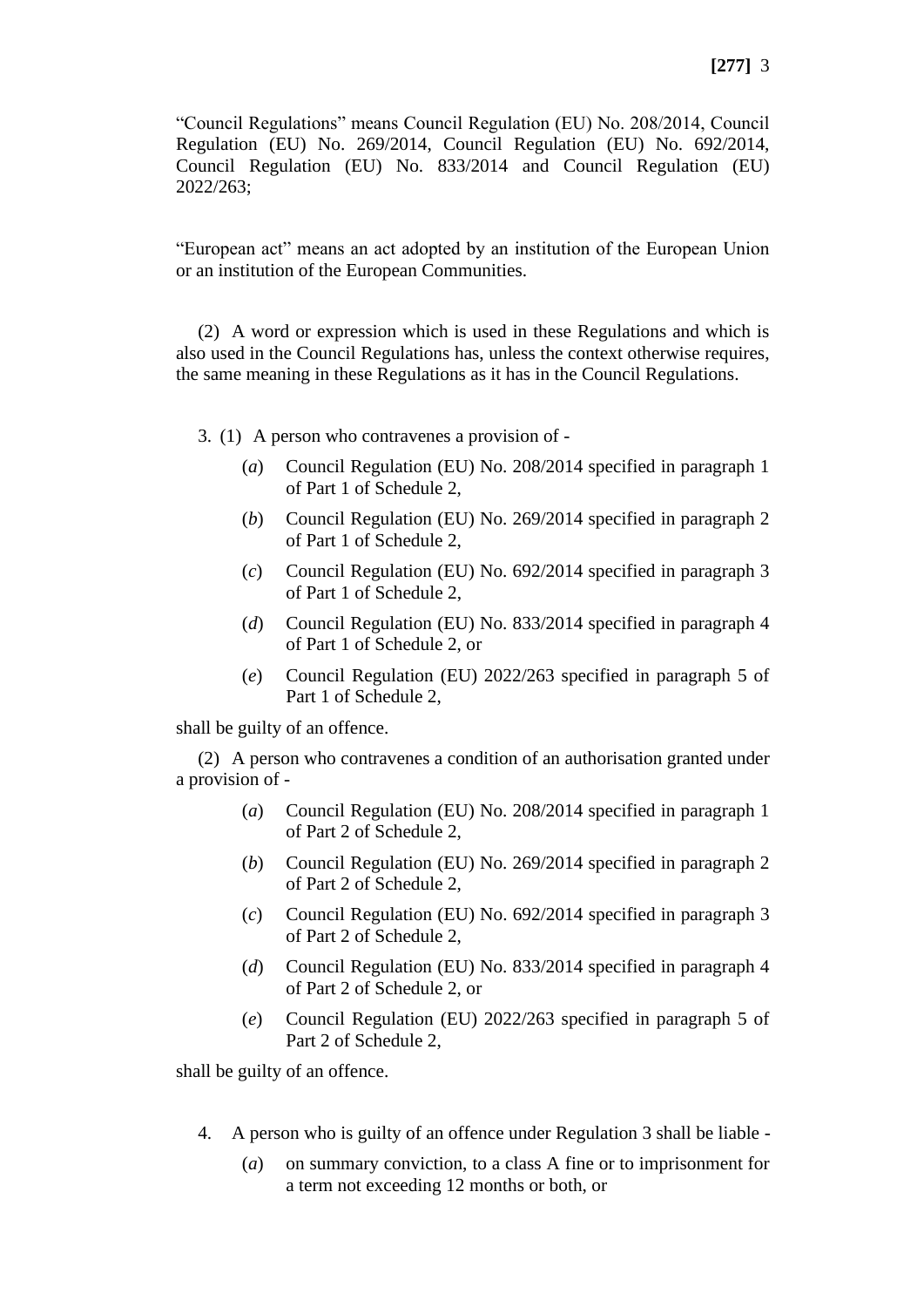"Council Regulations" means Council Regulation (EU) No. 208/2014, Council Regulation (EU) No. 269/2014, Council Regulation (EU) No. 692/2014, Council Regulation (EU) No. 833/2014 and Council Regulation (EU) 2022/263;

"European act" means an act adopted by an institution of the European Union or an institution of the European Communities.

(2) A word or expression which is used in these Regulations and which is also used in the Council Regulations has, unless the context otherwise requires, the same meaning in these Regulations as it has in the Council Regulations.

3. (1) A person who contravenes a provision of -

- (*a*) Council Regulation (EU) No. 208/2014 specified in paragraph 1 of Part 1 of Schedule 2,
- (*b*) Council Regulation (EU) No. 269/2014 specified in paragraph 2 of Part 1 of Schedule 2,
- (*c*) Council Regulation (EU) No. 692/2014 specified in paragraph 3 of Part 1 of Schedule 2,
- (*d*) Council Regulation (EU) No. 833/2014 specified in paragraph 4 of Part 1 of Schedule 2, or
- (*e*) Council Regulation (EU) 2022/263 specified in paragraph 5 of Part 1 of Schedule 2,

shall be guilty of an offence.

(2) A person who contravenes a condition of an authorisation granted under a provision of -

- (*a*) Council Regulation (EU) No. 208/2014 specified in paragraph 1 of Part 2 of Schedule 2,
- (*b*) Council Regulation (EU) No. 269/2014 specified in paragraph 2 of Part 2 of Schedule 2,
- (*c*) Council Regulation (EU) No. 692/2014 specified in paragraph 3 of Part 2 of Schedule 2,
- (*d*) Council Regulation (EU) No. 833/2014 specified in paragraph 4 of Part 2 of Schedule 2, or
- (*e*) Council Regulation (EU) 2022/263 specified in paragraph 5 of Part 2 of Schedule 2,

shall be guilty of an offence.

4. A person who is guilty of an offence under Regulation 3 shall be liable -

- (*a*) on summary conviction, to a class A fine or to imprisonment for a term not exceeding 12 months or both, or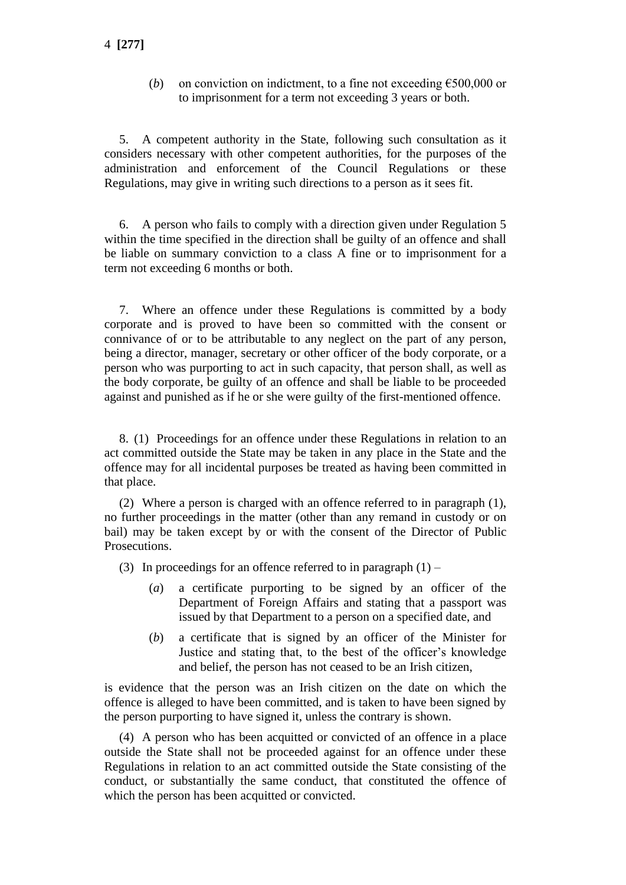(*b*) on conviction on indictment, to a fine not exceeding €500,000 or to imprisonment for a term not exceeding 3 years or both.

5. A competent authority in the State, following such consultation as it considers necessary with other competent authorities, for the purposes of the administration and enforcement of the Council Regulations or these Regulations, may give in writing such directions to a person as it sees fit.

6. A person who fails to comply with a direction given under Regulation 5 within the time specified in the direction shall be guilty of an offence and shall be liable on summary conviction to a class A fine or to imprisonment for a term not exceeding 6 months or both.

7. Where an offence under these Regulations is committed by a body corporate and is proved to have been so committed with the consent or connivance of or to be attributable to any neglect on the part of any person, being a director, manager, secretary or other officer of the body corporate, or a person who was purporting to act in such capacity, that person shall, as well as the body corporate, be guilty of an offence and shall be liable to be proceeded against and punished as if he or she were guilty of the first-mentioned offence.

8. (1) Proceedings for an offence under these Regulations in relation to an act committed outside the State may be taken in any place in the State and the offence may for all incidental purposes be treated as having been committed in that place.

(2) Where a person is charged with an offence referred to in paragraph (1), no further proceedings in the matter (other than any remand in custody or on bail) may be taken except by or with the consent of the Director of Public Prosecutions.

(3) In proceedings for an offence referred to in paragraph (1) –

(*a*) a certificate purporting to be signed by an officer of the Department of Foreign Affairs and stating that a passport was issued by that Department to a person on a specified date, and

(*b*) a certificate that is signed by an officer of the Minister for Justice and stating that, to the best of the officer's knowledge and belief, the person has not ceased to be an Irish citizen,

is evidence that the person was an Irish citizen on the date on which the offence is alleged to have been committed, and is taken to have been signed by the person purporting to have signed it, unless the contrary is shown.

(4) A person who has been acquitted or convicted of an offence in a place outside the State shall not be proceeded against for an offence under these Regulations in relation to an act committed outside the State consisting of the conduct, or substantially the same conduct, that constituted the offence of which the person has been acquitted or convicted.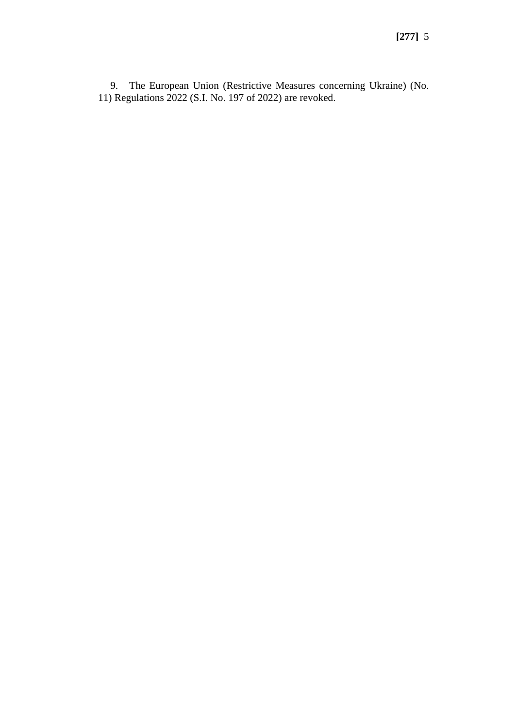9. The European Union (Restrictive Measures concerning Ukraine) (No. 11) Regulations 2022 (S.I. No. 197 of 2022) are revoked.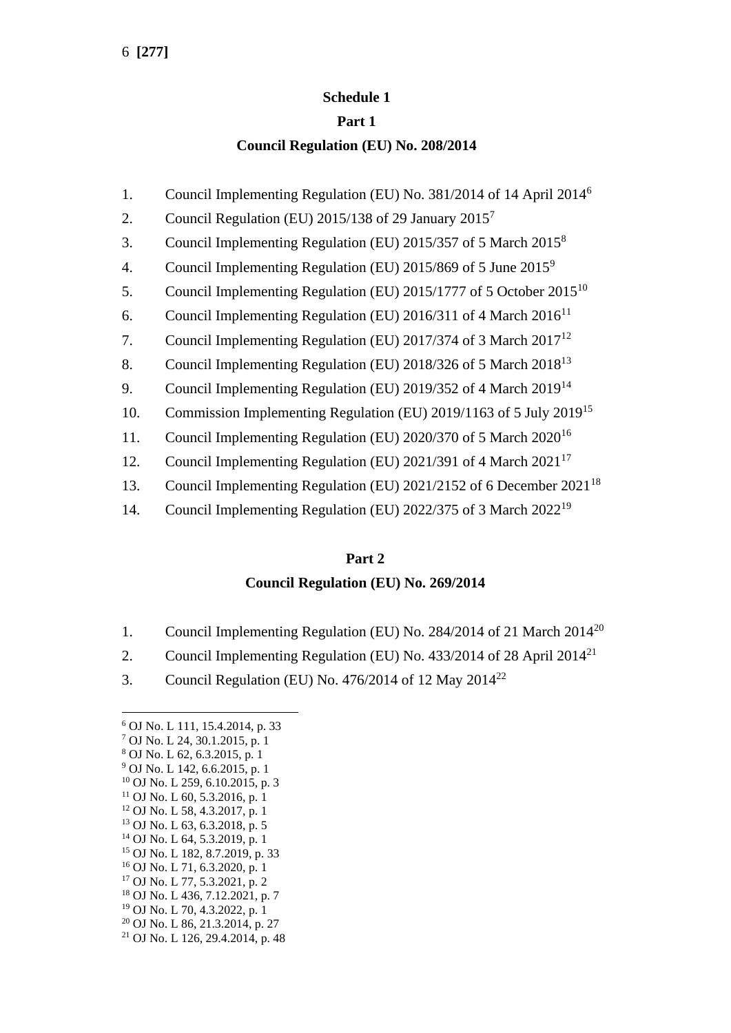## Schedule 1

### Part 1

### Council Regulation (EU) No. 208/2014

1. Council Implementing Regulation (EU) No. 381/2014 of 14 April 2014[6]
2. Council Regulation (EU) 2015/138 of 29 January 2015[7]
3. Council Implementing Regulation (EU) 2015/357 of 5 March 2015[8]
4. Council Implementing Regulation (EU) 2015/869 of 5 June 2015[9]
5. Council Implementing Regulation (EU) 2015/1777 of 5 October 2015[10]
6. Council Implementing Regulation (EU) 2016/311 of 4 March 2016[11]
7. Council Implementing Regulation (EU) 2017/374 of 3 March 2017[12]
8. Council Implementing Regulation (EU) 2018/326 of 5 March 2018[13]
9. Council Implementing Regulation (EU) 2019/352 of 4 March 2019[14]
10. Commission Implementing Regulation (EU) 2019/1163 of 5 July 2019[15]
11. Council Implementing Regulation (EU) 2020/370 of 5 March 2020[16]
12. Council Implementing Regulation (EU) 2021/391 of 4 March 2021[17]
13. Council Implementing Regulation (EU) 2021/2152 of 6 December 2021[18]
14. Council Implementing Regulation (EU) 2022/375 of 3 March 2022[19]

### Part 2

### Council Regulation (EU) No. 269/2014

1. Council Implementing Regulation (EU) No. 284/2014 of 21 March 2014[20]
2. Council Implementing Regulation (EU) No. 433/2014 of 28 April 2014[21]
3. Council Regulation (EU) No. 476/2014 of 12 May 2014[22]

---

[6] OJ No. L 111, 15.4.2014, p. 33
[7] OJ No. L 24, 30.1.2015, p. 1
[8] OJ No. L 62, 6.3.2015, p. 1
[9] OJ No. L 142, 6.6.2015, p. 1
[10] OJ No. L 259, 6.10.2015, p. 3
[11] OJ No. L 60, 5.3.2016, p. 1
[12] OJ No. L 58, 4.3.2017, p. 1
[13] OJ No. L 63, 6.3.2018, p. 5
[14] OJ No. L 64, 5.3.2019, p. 1
[15] OJ No. L 182, 8.7.2019, p. 33
[16] OJ No. L 71, 6.3.2020, p. 1
[17] OJ No. L 77, 5.3.2021, p. 2
[18] OJ No. L 436, 7.12.2021, p. 7
[19] OJ No. L 70, 4.3.2022, p. 1
[20] OJ No. L 86, 21.3.2014, p. 27
[21] OJ No. L 126, 29.4.2014, p. 48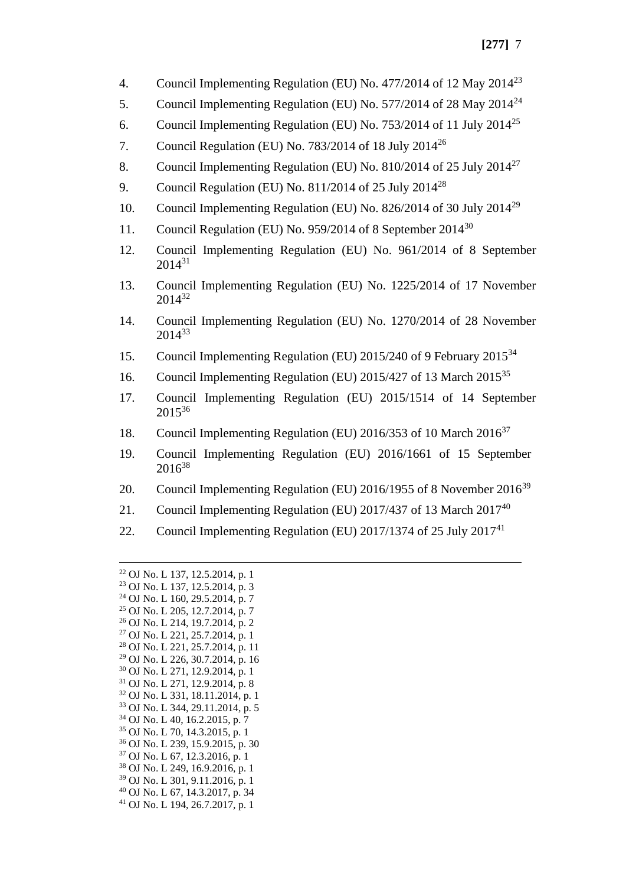4. Council Implementing Regulation (EU) No. 477/2014 of 12 May 2014[23]
5. Council Implementing Regulation (EU) No. 577/2014 of 28 May 2014[24]
6. Council Implementing Regulation (EU) No. 753/2014 of 11 July 2014[25]
7. Council Regulation (EU) No. 783/2014 of 18 July 2014[26]
8. Council Implementing Regulation (EU) No. 810/2014 of 25 July 2014[27]
9. Council Regulation (EU) No. 811/2014 of 25 July 2014[28]
10. Council Implementing Regulation (EU) No. 826/2014 of 30 July 2014[29]
11. Council Regulation (EU) No. 959/2014 of 8 September 2014[30]
12. Council Implementing Regulation (EU) No. 961/2014 of 8 September 2014[31]
13. Council Implementing Regulation (EU) No. 1225/2014 of 17 November 2014[32]
14. Council Implementing Regulation (EU) No. 1270/2014 of 28 November 2014[33]
15. Council Implementing Regulation (EU) 2015/240 of 9 February 2015[34]
16. Council Implementing Regulation (EU) 2015/427 of 13 March 2015[35]
17. Council Implementing Regulation (EU) 2015/1514 of 14 September 2015[36]
18. Council Implementing Regulation (EU) 2016/353 of 10 March 2016[37]
19. Council Implementing Regulation (EU) 2016/1661 of 15 September 2016[38]
20. Council Implementing Regulation (EU) 2016/1955 of 8 November 2016[39]
21. Council Implementing Regulation (EU) 2017/437 of 13 March 2017[40]
22. Council Implementing Regulation (EU) 2017/1374 of 25 July 2017[41]

---

[22] OJ No. L 137, 12.5.2014, p. 1
[23] OJ No. L 137, 12.5.2014, p. 3
[24] OJ No. L 160, 29.5.2014, p. 7
[25] OJ No. L 205, 12.7.2014, p. 7
[26] OJ No. L 214, 19.7.2014, p. 2
[27] OJ No. L 221, 25.7.2014, p. 1
[28] OJ No. L 221, 25.7.2014, p. 11
[29] OJ No. L 226, 30.7.2014, p. 16
[30] OJ No. L 271, 12.9.2014, p. 1
[31] OJ No. L 271, 12.9.2014, p. 8
[32] OJ No. L 331, 18.11.2014, p. 1
[33] OJ No. L 344, 29.11.2014, p. 5
[34] OJ No. L 40, 16.2.2015, p. 7
[35] OJ No. L 70, 14.3.2015, p. 1
[36] OJ No. L 239, 15.9.2015, p. 30
[37] OJ No. L 67, 12.3.2016, p. 1
[38] OJ No. L 249, 16.9.2016, p. 1
[39] OJ No. L 301, 9.11.2016, p. 1
[40] OJ No. L 67, 14.3.2017, p. 34
[41] OJ No. L 194, 26.7.2017, p. 1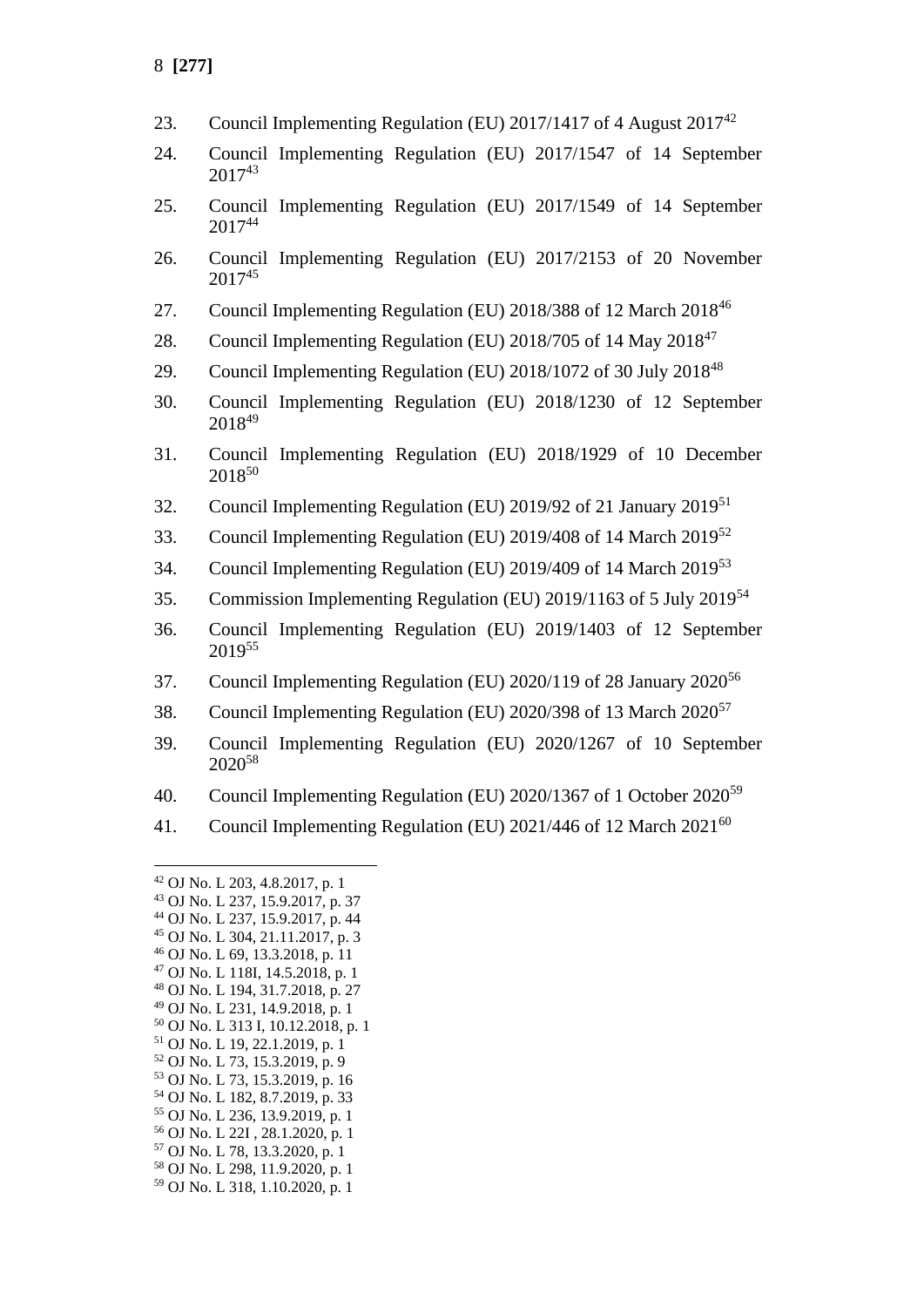23. Council Implementing Regulation (EU) 2017/1417 of 4 August 2017[42]

24. Council Implementing Regulation (EU) 2017/1547 of 14 September 2017[43]

25. Council Implementing Regulation (EU) 2017/1549 of 14 September 2017[44]

26. Council Implementing Regulation (EU) 2017/2153 of 20 November 2017[45]

27. Council Implementing Regulation (EU) 2018/388 of 12 March 2018[46]

28. Council Implementing Regulation (EU) 2018/705 of 14 May 2018[47]

29. Council Implementing Regulation (EU) 2018/1072 of 30 July 2018[48]

30. Council Implementing Regulation (EU) 2018/1230 of 12 September 2018[49]

31. Council Implementing Regulation (EU) 2018/1929 of 10 December 2018[50]

32. Council Implementing Regulation (EU) 2019/92 of 21 January 2019[51]

33. Council Implementing Regulation (EU) 2019/408 of 14 March 2019[52]

34. Council Implementing Regulation (EU) 2019/409 of 14 March 2019[53]

35. Commission Implementing Regulation (EU) 2019/1163 of 5 July 2019[54]

36. Council Implementing Regulation (EU) 2019/1403 of 12 September 2019[55]

37. Council Implementing Regulation (EU) 2020/119 of 28 January 2020[56]

38. Council Implementing Regulation (EU) 2020/398 of 13 March 2020[57]

39. Council Implementing Regulation (EU) 2020/1267 of 10 September 2020[58]

40. Council Implementing Regulation (EU) 2020/1367 of 1 October 2020[59]

41. Council Implementing Regulation (EU) 2021/446 of 12 March 2021[60]

---

[42] OJ No. L 203, 4.8.2017, p. 1
[43] OJ No. L 237, 15.9.2017, p. 37
[44] OJ No. L 237, 15.9.2017, p. 44
[45] OJ No. L 304, 21.11.2017, p. 3
[46] OJ No. L 69, 13.3.2018, p. 11
[47] OJ No. L 118I, 14.5.2018, p. 1
[48] OJ No. L 194, 31.7.2018, p. 27
[49] OJ No. L 231, 14.9.2018, p. 1
[50] OJ No. L 313 I, 10.12.2018, p. 1
[51] OJ No. L 19, 22.1.2019, p. 1
[52] OJ No. L 73, 15.3.2019, p. 9
[53] OJ No. L 73, 15.3.2019, p. 16
[54] OJ No. L 182, 8.7.2019, p. 33
[55] OJ No. L 236, 13.9.2019, p. 1
[56] OJ No. L 22I , 28.1.2020, p. 1
[57] OJ No. L 78, 13.3.2020, p. 1
[58] OJ No. L 298, 11.9.2020, p. 1
[59] OJ No. L 318, 1.10.2020, p. 1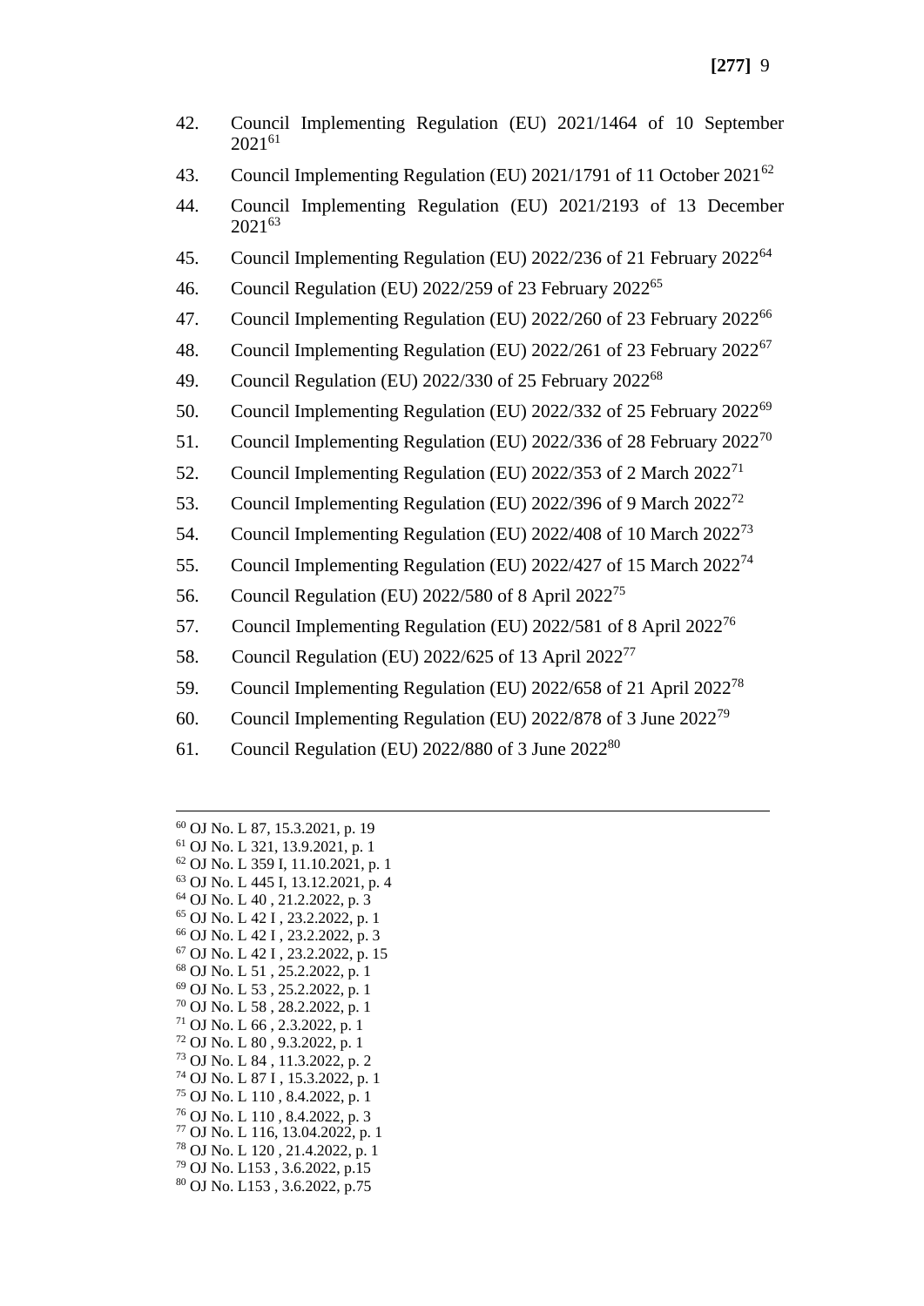42. Council Implementing Regulation (EU) 2021/1464 of 10 September 2021[61]

43. Council Implementing Regulation (EU) 2021/1791 of 11 October 2021[62]

44. Council Implementing Regulation (EU) 2021/2193 of 13 December 2021[63]

45. Council Implementing Regulation (EU) 2022/236 of 21 February 2022[64]

46. Council Regulation (EU) 2022/259 of 23 February 2022[65]

47. Council Implementing Regulation (EU) 2022/260 of 23 February 2022[66]

48. Council Implementing Regulation (EU) 2022/261 of 23 February 2022[67]

49. Council Regulation (EU) 2022/330 of 25 February 2022[68]

50. Council Implementing Regulation (EU) 2022/332 of 25 February 2022[69]

51. Council Implementing Regulation (EU) 2022/336 of 28 February 2022[70]

52. Council Implementing Regulation (EU) 2022/353 of 2 March 2022[71]

53. Council Implementing Regulation (EU) 2022/396 of 9 March 2022[72]

54. Council Implementing Regulation (EU) 2022/408 of 10 March 2022[73]

55. Council Implementing Regulation (EU) 2022/427 of 15 March 2022[74]

56. Council Regulation (EU) 2022/580 of 8 April 2022[75]

57. Council Implementing Regulation (EU) 2022/581 of 8 April 2022[76]

58. Council Regulation (EU) 2022/625 of 13 April 2022[77]

59. Council Implementing Regulation (EU) 2022/658 of 21 April 2022[78]

60. Council Implementing Regulation (EU) 2022/878 of 3 June 2022[79]

61. Council Regulation (EU) 2022/880 of 3 June 2022[80]

---

[60] OJ No. L 87, 15.3.2021, p. 19
[61] OJ No. L 321, 13.9.2021, p. 1
[62] OJ No. L 359 I, 11.10.2021, p. 1
[63] OJ No. L 445 I, 13.12.2021, p. 4
[64] OJ No. L 40 , 21.2.2022, p. 3
[65] OJ No. L 42 I , 23.2.2022, p. 1
[66] OJ No. L 42 I , 23.2.2022, p. 3
[67] OJ No. L 42 I , 23.2.2022, p. 15
[68] OJ No. L 51 , 25.2.2022, p. 1
[69] OJ No. L 53 , 25.2.2022, p. 1
[70] OJ No. L 58 , 28.2.2022, p. 1
[71] OJ No. L 66 , 2.3.2022, p. 1
[72] OJ No. L 80 , 9.3.2022, p. 1
[73] OJ No. L 84 , 11.3.2022, p. 2
[74] OJ No. L 87 I , 15.3.2022, p. 1
[75] OJ No. L 110 , 8.4.2022, p. 1
[76] OJ No. L 110 , 8.4.2022, p. 3
[77] OJ No. L 116, 13.04.2022, p. 1
[78] OJ No. L 120 , 21.4.2022, p. 1
[79] OJ No. L153 , 3.6.2022, p.15
[80] OJ No. L153 , 3.6.2022, p.75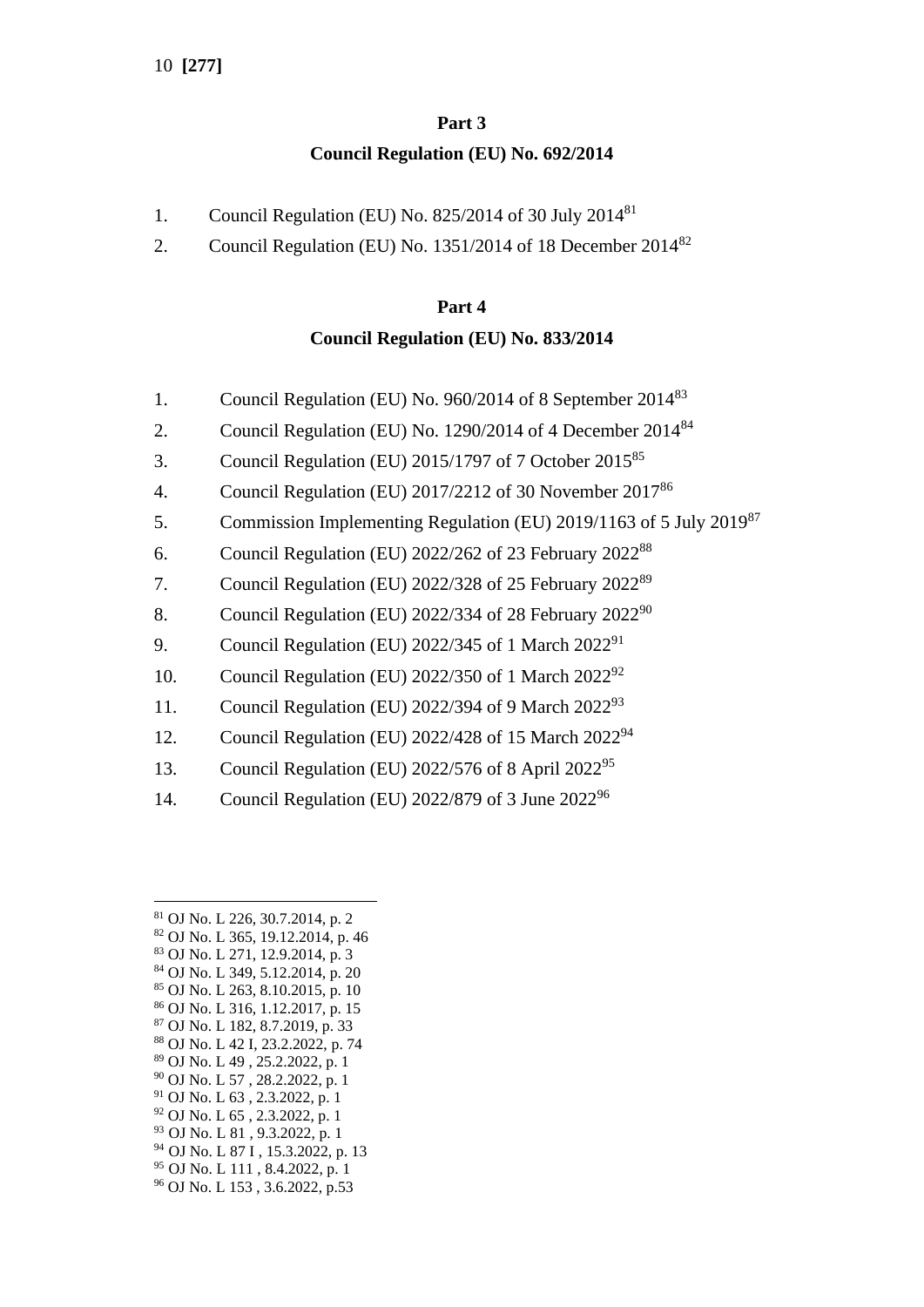## Part 3

## Council Regulation (EU) No. 692/2014

1. Council Regulation (EU) No. 825/2014 of 30 July 2014[81]
2. Council Regulation (EU) No. 1351/2014 of 18 December 2014[82]

## Part 4

## Council Regulation (EU) No. 833/2014

1. Council Regulation (EU) No. 960/2014 of 8 September 2014[83]
2. Council Regulation (EU) No. 1290/2014 of 4 December 2014[84]
3. Council Regulation (EU) 2015/1797 of 7 October 2015[85]
4. Council Regulation (EU) 2017/2212 of 30 November 2017[86]
5. Commission Implementing Regulation (EU) 2019/1163 of 5 July 2019[87]
6. Council Regulation (EU) 2022/262 of 23 February 2022[88]
7. Council Regulation (EU) 2022/328 of 25 February 2022[89]
8. Council Regulation (EU) 2022/334 of 28 February 2022[90]
9. Council Regulation (EU) 2022/345 of 1 March 2022[91]
10. Council Regulation (EU) 2022/350 of 1 March 2022[92]
11. Council Regulation (EU) 2022/394 of 9 March 2022[93]
12. Council Regulation (EU) 2022/428 of 15 March 2022[94]
13. Council Regulation (EU) 2022/576 of 8 April 2022[95]
14. Council Regulation (EU) 2022/879 of 3 June 2022[96]

---

[81] OJ No. L 226, 30.7.2014, p. 2
[82] OJ No. L 365, 19.12.2014, p. 46
[83] OJ No. L 271, 12.9.2014, p. 3
[84] OJ No. L 349, 5.12.2014, p. 20
[85] OJ No. L 263, 8.10.2015, p. 10
[86] OJ No. L 316, 1.12.2017, p. 15
[87] OJ No. L 182, 8.7.2019, p. 33
[88] OJ No. L 42 I, 23.2.2022, p. 74
[89] OJ No. L 49 , 25.2.2022, p. 1
[90] OJ No. L 57 , 28.2.2022, p. 1
[91] OJ No. L 63 , 2.3.2022, p. 1
[92] OJ No. L 65 , 2.3.2022, p. 1
[93] OJ No. L 81 , 9.3.2022, p. 1
[94] OJ No. L 87 I , 15.3.2022, p. 13
[95] OJ No. L 111 , 8.4.2022, p. 1
[96] OJ No. L 153 , 3.6.2022, p.53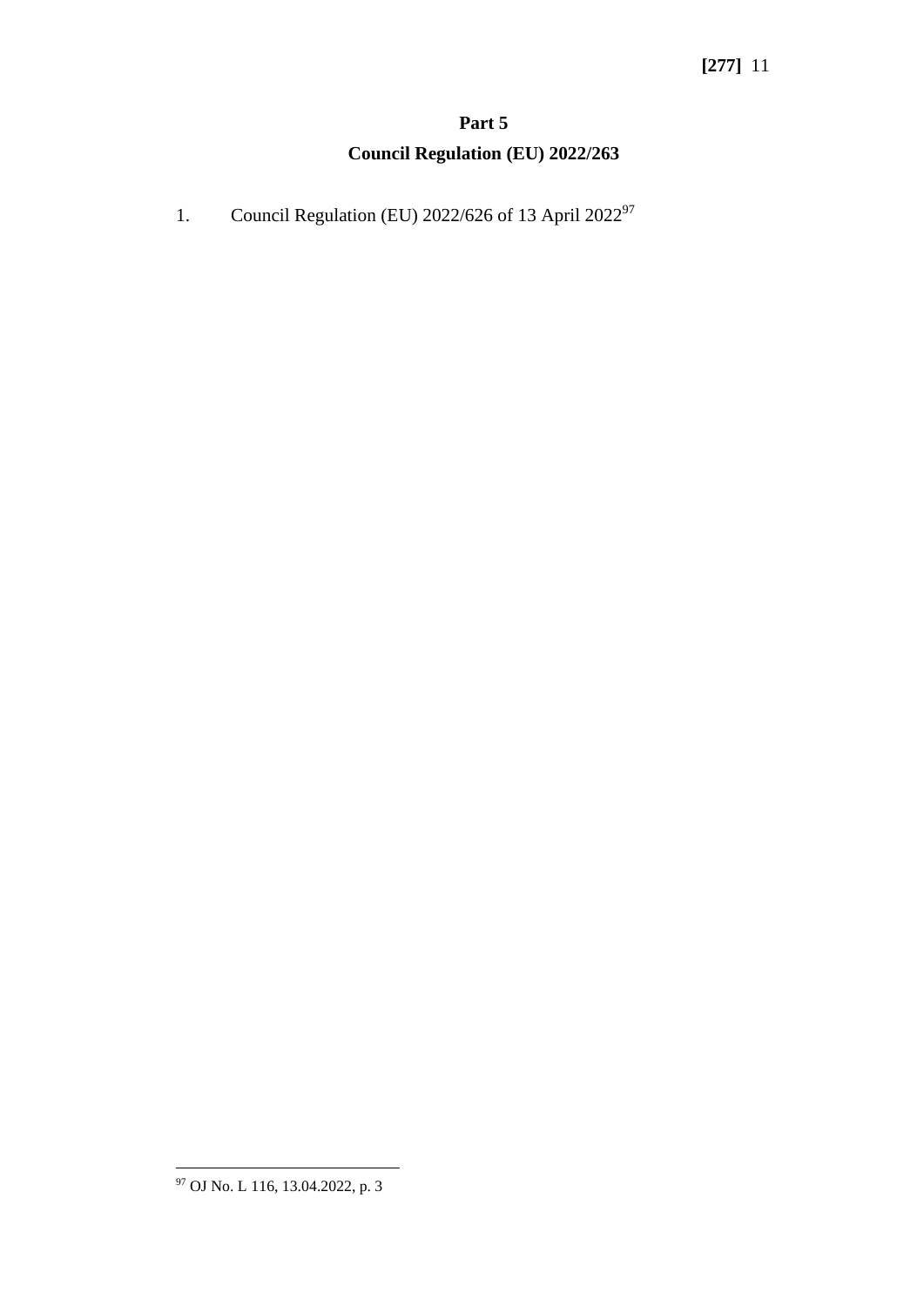## Part 5

## Council Regulation (EU) 2022/263

1. Council Regulation (EU) 2022/626 of 13 April 2022[97]

[97] OJ No. L 116, 13.04.2022, p. 3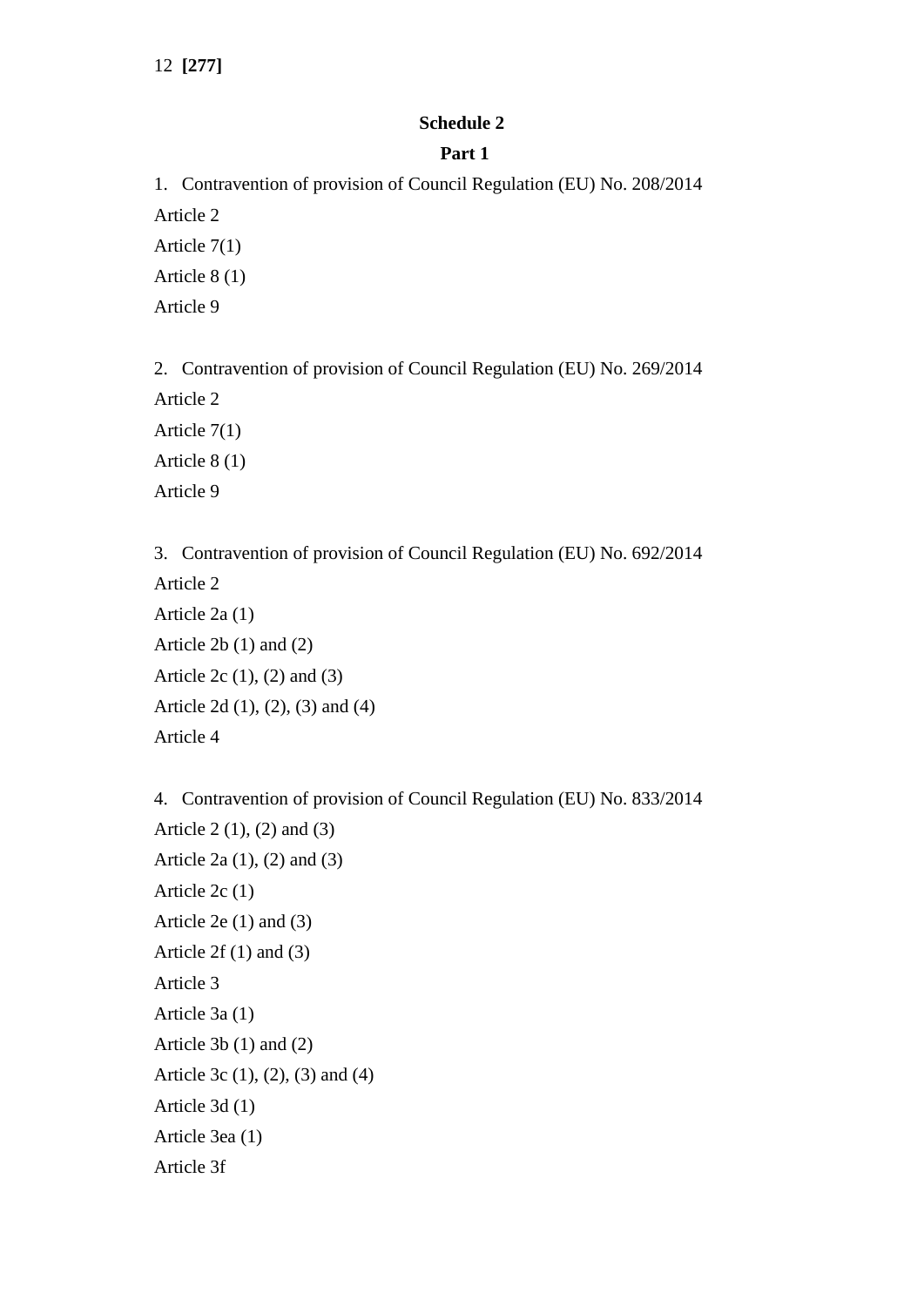## Schedule 2

### Part 1

1. Contravention of provision of Council Regulation (EU) No. 208/2014

Article 2

Article 7(1)

Article 8 (1)

Article 9

2. Contravention of provision of Council Regulation (EU) No. 269/2014

Article 2

Article 7(1)

Article 8 (1)

Article 9

3. Contravention of provision of Council Regulation (EU) No. 692/2014

Article 2

Article 2a (1)

Article 2b (1) and (2)

Article 2c (1), (2) and (3)

Article 2d (1), (2), (3) and (4)

Article 4

4. Contravention of provision of Council Regulation (EU) No. 833/2014

Article 2 (1), (2) and (3)

Article 2a (1), (2) and (3)

Article 2c (1)

Article 2e (1) and (3)

Article 2f (1) and (3)

Article 3

Article 3a (1)

Article 3b (1) and (2)

Article 3c (1), (2), (3) and (4)

Article 3d (1)

Article 3ea (1)

Article 3f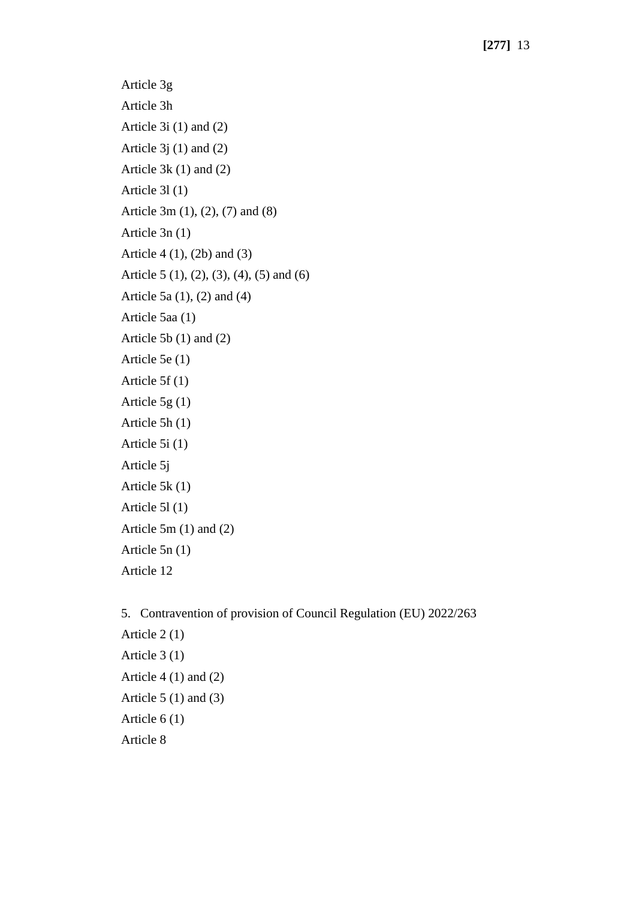Article 3g

Article 3h

Article 3i (1) and (2)

Article 3j (1) and (2)

Article 3k (1) and (2)

Article 3l (1)

Article 3m (1), (2), (7) and (8)

Article 3n (1)

Article 4 (1), (2b) and (3)

Article 5 (1), (2), (3), (4), (5) and (6)

Article 5a (1), (2) and (4)

Article 5aa (1)

Article 5b (1) and (2)

Article 5e (1)

Article 5f (1)

Article 5g (1)

Article 5h (1)

Article 5i (1)

Article 5j

Article 5k (1)

Article 5l (1)

Article 5m (1) and (2)

Article 5n (1)

Article 12

5. Contravention of provision of Council Regulation (EU) 2022/263

Article 2 (1)

Article 3 (1)

Article 4 (1) and (2)

Article 5 (1) and (3)

Article 6 (1)

Article 8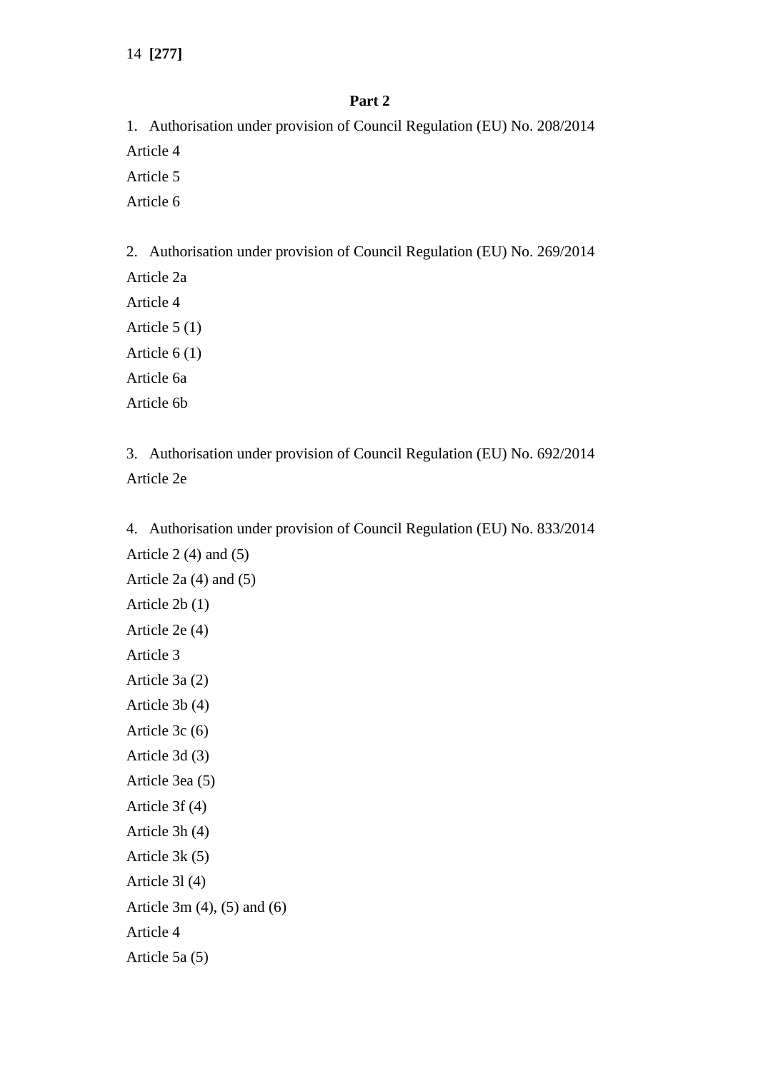## Part 2

1. Authorisation under provision of Council Regulation (EU) No. 208/2014

Article 4

Article 5

Article 6

2. Authorisation under provision of Council Regulation (EU) No. 269/2014

Article 2a

Article 4

Article 5 (1)

Article 6 (1)

Article 6a

Article 6b

3. Authorisation under provision of Council Regulation (EU) No. 692/2014

Article 2e

4. Authorisation under provision of Council Regulation (EU) No. 833/2014

Article 2 (4) and (5)

Article 2a (4) and (5)

Article 2b (1)

Article 2e (4)

Article 3

Article 3a (2)

Article 3b (4)

Article 3c (6)

Article 3d (3)

Article 3ea (5)

Article 3f (4)

Article 3h (4)

Article 3k (5)

Article 3l (4)

Article 3m (4), (5) and (6)

Article 4

Article 5a (5)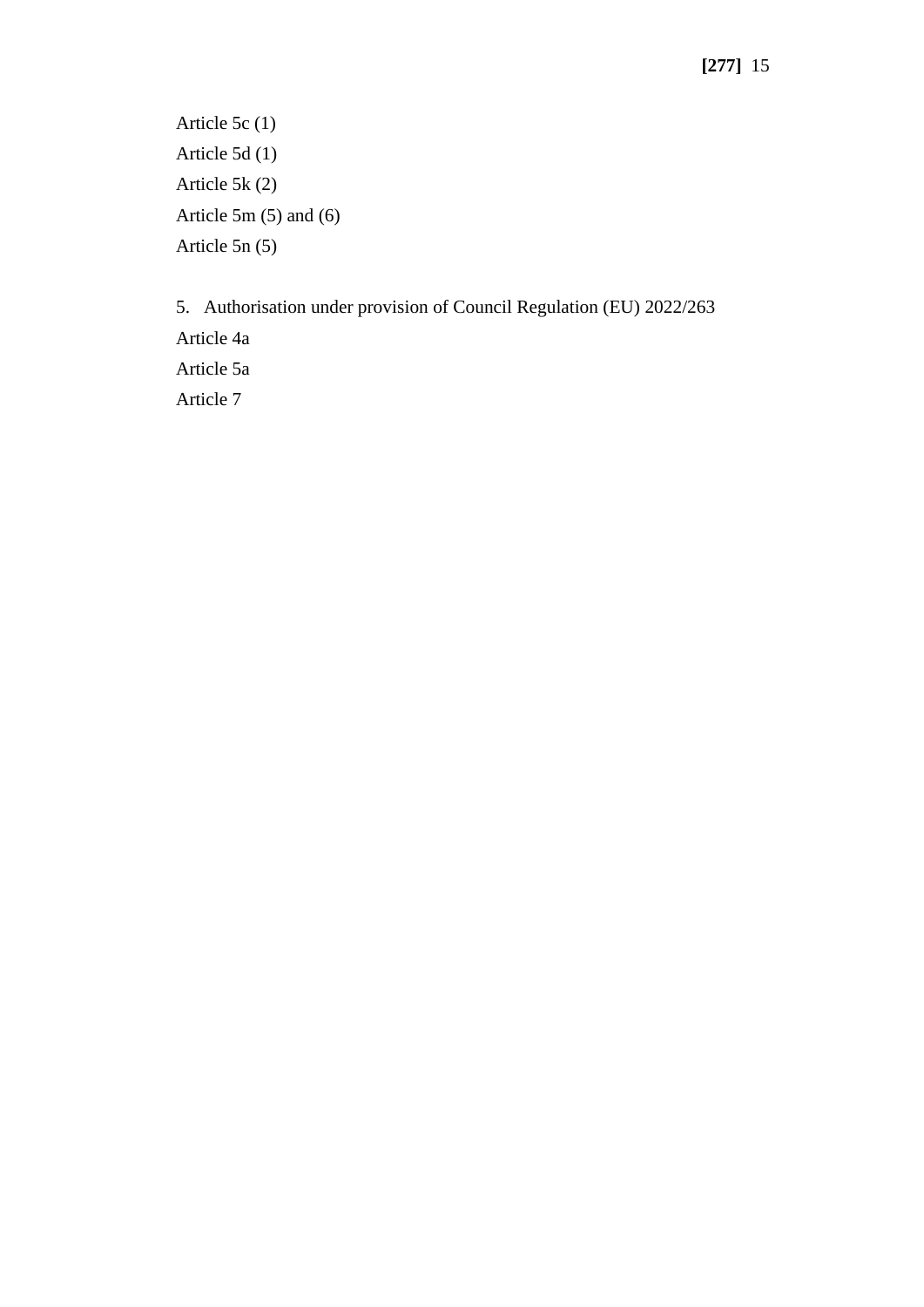Article 5c (1)

Article 5d (1)

Article 5k (2)

Article 5m (5) and (6)

Article 5n (5)

5. Authorisation under provision of Council Regulation (EU) 2022/263

Article 4a

Article 5a

Article 7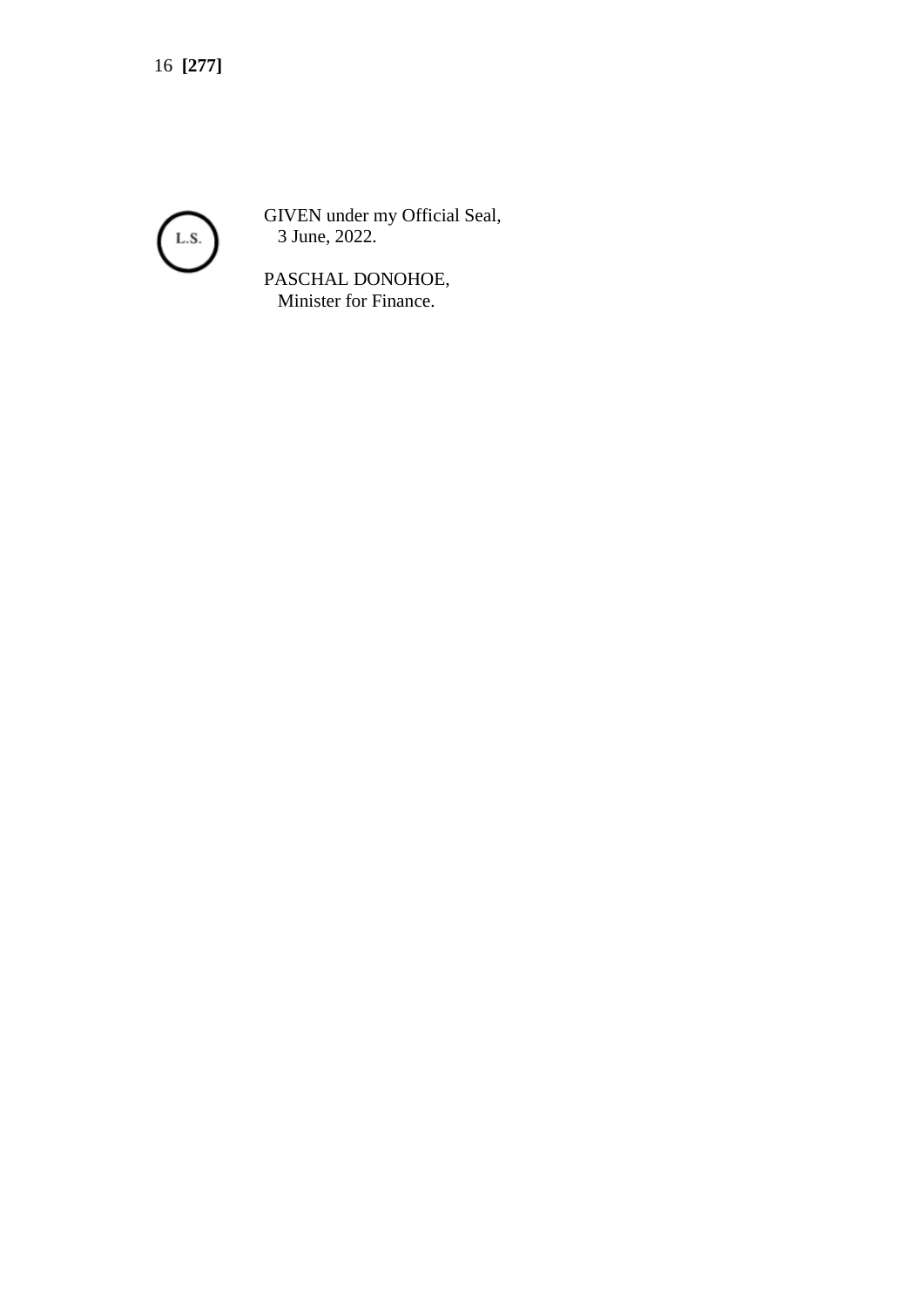L.S.

GIVEN under my Official Seal,
3 June, 2022.

PASCHAL DONOHOE,
Minister for Finance.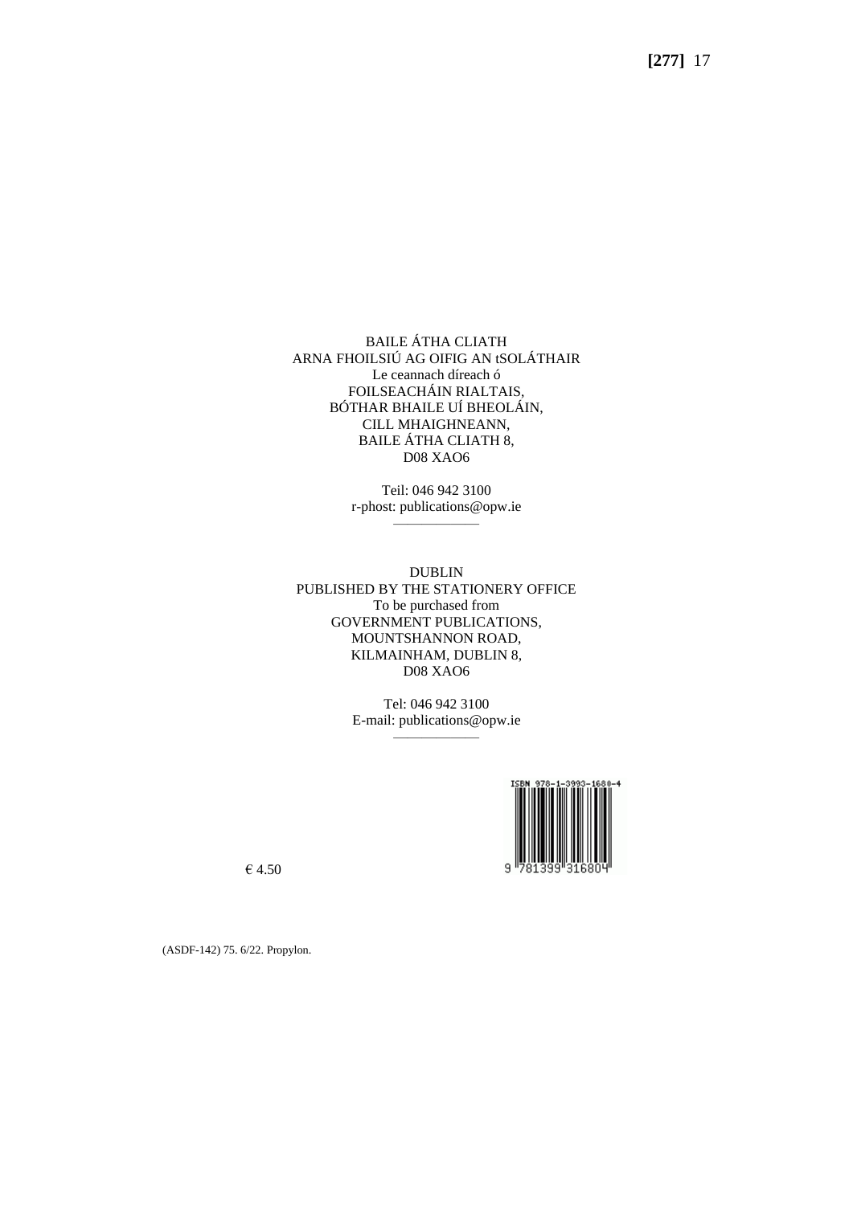BAILE ÁTHA CLIATH
ARNA FHOILSIÚ AG OIFIG AN tSOLÁTHAIR
Le ceannach díreach ó
FOILSEACHÁIN RIALTAIS,
BÓTHAR BHAILE UÍ BHEOLÁIN,
CILL MHAIGHNEANN,
BAILE ÁTHA CLIATH 8,
D08 XAO6

Teil: 046 942 3100
r-phost: publications@opw.ie

---

DUBLIN
PUBLISHED BY THE STATIONERY OFFICE
To be purchased from
GOVERNMENT PUBLICATIONS,
MOUNTSHANNON ROAD,
KILMAINHAM, DUBLIN 8,
D08 XAO6

Tel: 046 942 3100
E-mail: publications@opw.ie

---

ISBN 978-1-3993-1680-4

€ 4.50

(ASDF-142) 75. 6/22. Propylon.